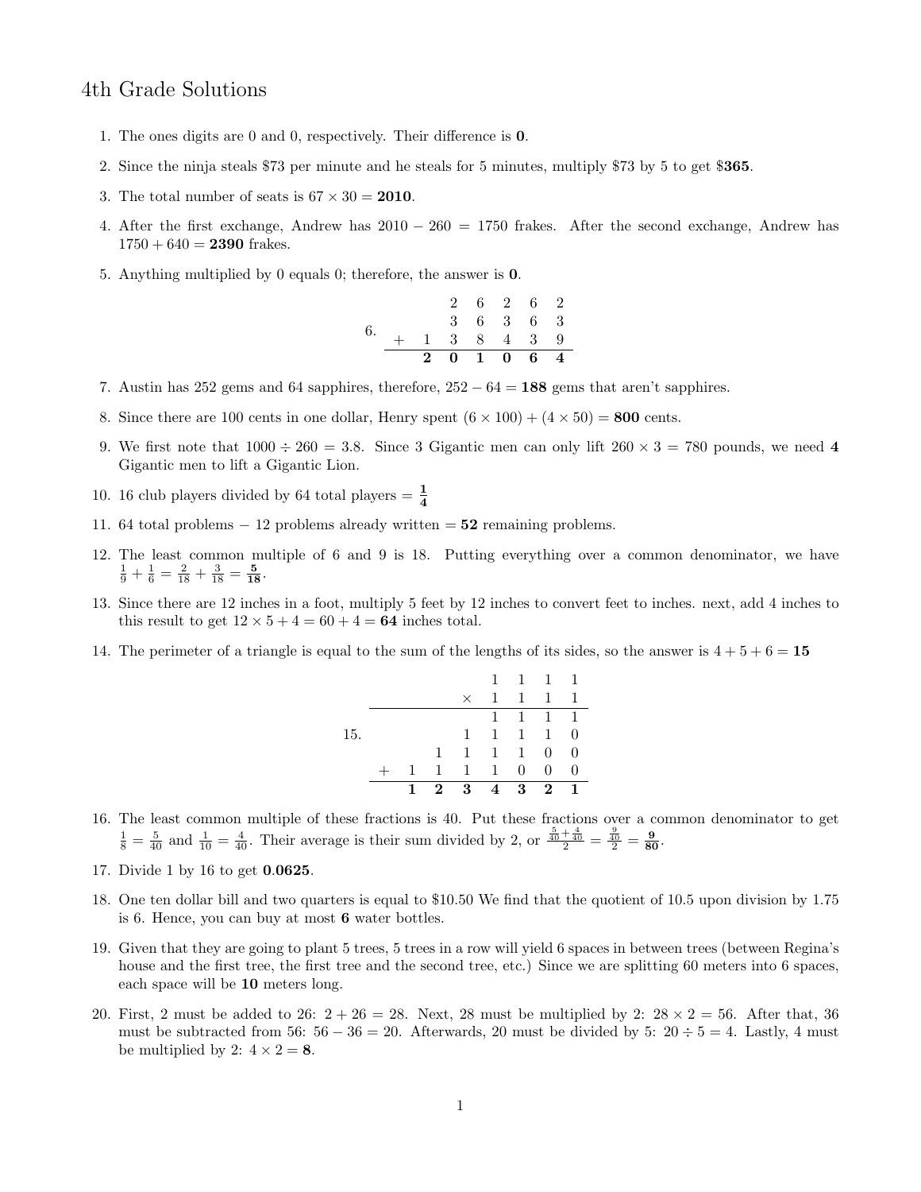# 4th Grade Solutions

1. The ones digits are 0 and 0, respectively. Their difference is **0**.

2. Since the ninja steals \$73 per minute and he steals for 5 minutes, multiply \$73 by 5 to get \$**365**.

3. The total number of seats is $67 \times 30 = \mathbf{2010}$.

4. After the first exchange, Andrew has $2010 - 260 = 1750$ frakes. After the second exchange, Andrew has $1750 + 640 = \mathbf{2390}$ frakes.

5. Anything multiplied by 0 equals 0; therefore, the answer is **0**.

6. $$\begin{array}{cccccccc} & & & 2 & 6 & 2 & 6 & 2 \\ & & & 3 & 6 & 3 & 6 & 3 \\ + & & 1 & 3 & 8 & 4 & 3 & 9 \\ \hline & & \mathbf{2} & \mathbf{0} & \mathbf{1} & \mathbf{0} & \mathbf{6} & \mathbf{4} \end{array}$$

7. Austin has 252 gems and 64 sapphires, therefore, $252 - 64 = \mathbf{188}$ gems that aren't sapphires.

8. Since there are 100 cents in one dollar, Henry spent $(6 \times 100) + (4 \times 50) = \mathbf{800}$ cents.

9. We first note that $1000 \div 260 = 3.8$. Since 3 Gigantic men can only lift $260 \times 3 = 780$ pounds, we need **4** Gigantic men to lift a Gigantic Lion.

10. 16 club players divided by 64 total players $= \mathbf{\frac{1}{4}}$

11. 64 total problems $-$ 12 problems already written $=$ **52** remaining problems.

12. The least common multiple of 6 and 9 is 18. Putting everything over a common denominator, we have $\frac{1}{9} + \frac{1}{6} = \frac{2}{18} + \frac{3}{18} = \mathbf{\frac{5}{18}}$.

13. Since there are 12 inches in a foot, multiply 5 feet by 12 inches to convert feet to inches. next, add 4 inches to this result to get $12 \times 5 + 4 = 60 + 4 = \mathbf{64}$ inches total.

14. The perimeter of a triangle is equal to the sum of the lengths of its sides, so the answer is $4 + 5 + 6 = \mathbf{15}$

15. $$\begin{array}{cccccccc} & & & & 1 & 1 & 1 & 1 \\ & & & \times & 1 & 1 & 1 & 1 \\ \hline & & & & 1 & 1 & 1 & 1 \\ & & & 1 & 1 & 1 & 1 & 0 \\ & & 1 & 1 & 1 & 1 & 0 & 0 \\ + & 1 & 1 & 1 & 1 & 0 & 0 & 0 \\ \hline & \mathbf{1} & \mathbf{2} & \mathbf{3} & \mathbf{4} & \mathbf{3} & \mathbf{2} & \mathbf{1} \end{array}$$

16. The least common multiple of these fractions is 40. Put these fractions over a common denominator to get $\frac{1}{8} = \frac{5}{40}$ and $\frac{1}{10} = \frac{4}{40}$. Their average is their sum divided by 2, or $\frac{\frac{5}{40} + \frac{4}{40}}{2} = \frac{\frac{9}{40}}{2} = \mathbf{\frac{9}{80}}$.

17. Divide 1 by 16 to get **0.0625**.

18. One ten dollar bill and two quarters is equal to \$10.50 We find that the quotient of 10.5 upon division by 1.75 is 6. Hence, you can buy at most **6** water bottles.

19. Given that they are going to plant 5 trees, 5 trees in a row will yield 6 spaces in between trees (between Regina's house and the first tree, the first tree and the second tree, etc.) Since we are splitting 60 meters into 6 spaces, each space will be **10** meters long.

20. First, 2 must be added to 26: $2 + 26 = 28$. Next, 28 must be multiplied by 2: $28 \times 2 = 56$. After that, 36 must be subtracted from 56: $56 - 36 = 20$. Afterwards, 20 must be divided by 5: $20 \div 5 = 4$. Lastly, 4 must be multiplied by 2: $4 \times 2 = \mathbf{8}$.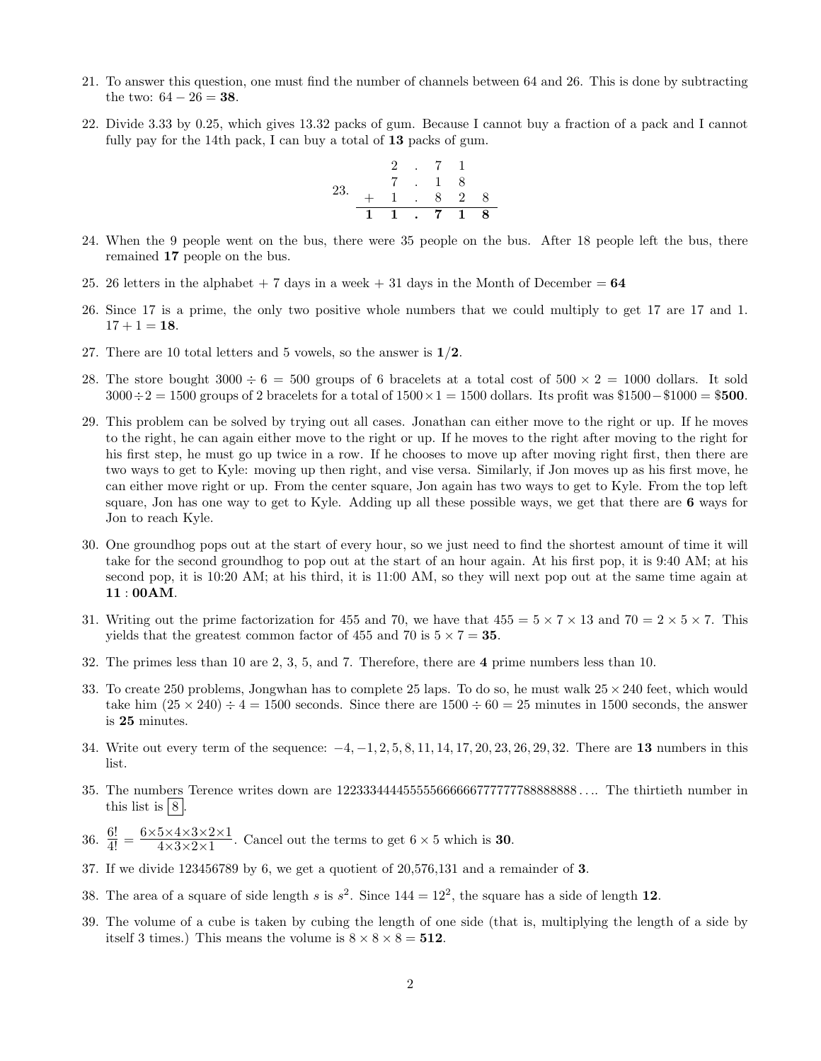21. To answer this question, one must find the number of channels between 64 and 26. This is done by subtracting the two: $64 - 26 = \mathbf{38}$.

22. Divide 3.33 by 0.25, which gives 13.32 packs of gum. Because I cannot buy a fraction of a pack and I cannot fully pay for the 14th pack, I can buy a total of **13** packs of gum.

23.
$$\begin{array}{rrcrrr} & 2 & . & 7 & 1 & \\ & 7 & . & 1 & 8 & \\ + & 1 & . & 8 & 2 & 8 \\ \hline \mathbf{1} & \mathbf{1} & . & \mathbf{7} & \mathbf{1} & \mathbf{8} \end{array}$$

24. When the 9 people went on the bus, there were 35 people on the bus. After 18 people left the bus, there remained **17** people on the bus.

25. 26 letters in the alphabet + 7 days in a week + 31 days in the Month of December = **64**

26. Since 17 is a prime, the only two positive whole numbers that we could multiply to get 17 are 17 and 1. $17 + 1 = \mathbf{18}$.

27. There are 10 total letters and 5 vowels, so the answer is $\mathbf{1/2}$.

28. The store bought $3000 \div 6 = 500$ groups of 6 bracelets at a total cost of $500 \times 2 = 1000$ dollars. It sold $3000 \div 2 = 1500$ groups of 2 bracelets for a total of $1500 \times 1 = 1500$ dollars. Its profit was $\$1500 - \$1000 = \$\mathbf{500}$.

29. This problem can be solved by trying out all cases. Jonathan can either move to the right or up. If he moves to the right, he can again either move to the right or up. If he moves to the right after moving to the right for his first step, he must go up twice in a row. If he chooses to move up after moving right first, then there are two ways to get to Kyle: moving up then right, and vise versa. Similarly, if Jon moves up as his first move, he can either move right or up. From the center square, Jon again has two ways to get to Kyle. From the top left square, Jon has one way to get to Kyle. Adding up all these possible ways, we get that there are **6** ways for Jon to reach Kyle.

30. One groundhog pops out at the start of every hour, so we just need to find the shortest amount of time it will take for the second groundhog to pop out at the start of an hour again. At his first pop, it is 9:40 AM; at his second pop, it is 10:20 AM; at his third, it is 11:00 AM, so they will next pop out at the same time again at $\mathbf{11:00AM}$.

31. Writing out the prime factorization for 455 and 70, we have that $455 = 5 \times 7 \times 13$ and $70 = 2 \times 5 \times 7$. This yields that the greatest common factor of 455 and 70 is $5 \times 7 = \mathbf{35}$.

32. The primes less than 10 are 2, 3, 5, and 7. Therefore, there are **4** prime numbers less than 10.

33. To create 250 problems, Jongwhan has to complete 25 laps. To do so, he must walk $25 \times 240$ feet, which would take him $(25 \times 240) \div 4 = 1500$ seconds. Since there are $1500 \div 60 = 25$ minutes in 1500 seconds, the answer is **25** minutes.

34. Write out every term of the sequence: $-4, -1, 2, 5, 8, 11, 14, 17, 20, 23, 26, 29, 32$. There are **13** numbers in this list.

35. The numbers Terence writes down are 122333444455555666666777777788888888.... The thirtieth number in this list is $\boxed{8}$.

36. $\frac{6!}{4!} = \frac{6 \times 5 \times 4 \times 3 \times 2 \times 1}{4 \times 3 \times 2 \times 1}$. Cancel out the terms to get $6 \times 5$ which is **30**.

37. If we divide 123456789 by 6, we get a quotient of 20,576,131 and a remainder of **3**.

38. The area of a square of side length $s$ is $s^2$. Since $144 = 12^2$, the square has a side of length **12**.

39. The volume of a cube is taken by cubing the length of one side (that is, multiplying the length of a side by itself 3 times.) This means the volume is $8 \times 8 \times 8 = \mathbf{512}$.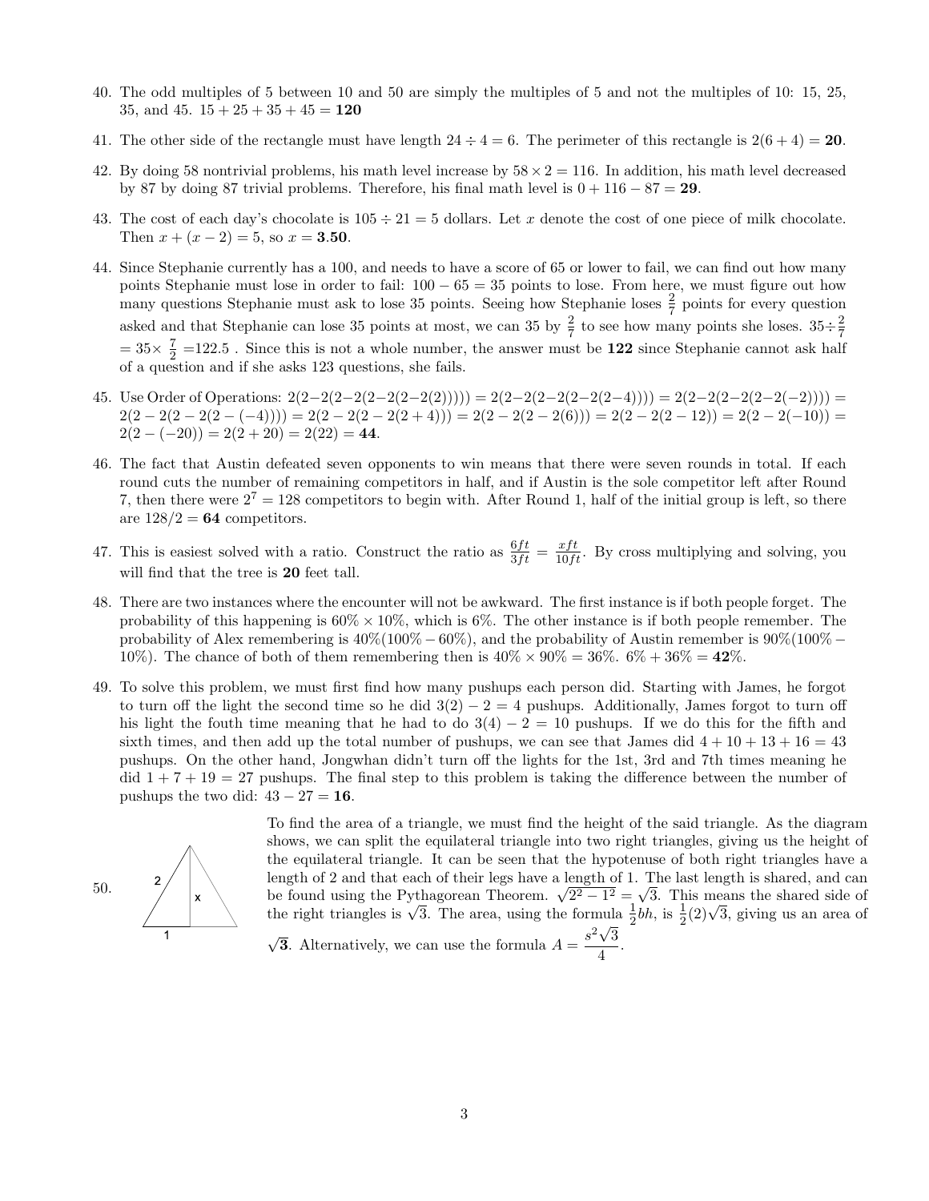40. The odd multiples of 5 between 10 and 50 are simply the multiples of 5 and not the multiples of 10: 15, 25, 35, and 45. $15 + 25 + 35 + 45 = \mathbf{120}$

41. The other side of the rectangle must have length $24 \div 4 = 6$. The perimeter of this rectangle is $2(6 + 4) = \mathbf{20}$.

42. By doing 58 nontrivial problems, his math level increase by $58 \times 2 = 116$. In addition, his math level decreased by 87 by doing 87 trivial problems. Therefore, his final math level is $0 + 116 - 87 = \mathbf{29}$.

43. The cost of each day's chocolate is $105 \div 21 = 5$ dollars. Let $x$ denote the cost of one piece of milk chocolate. Then $x + (x - 2) = 5$, so $x = \mathbf{3.50}$.

44. Since Stephanie currently has a 100, and needs to have a score of 65 or lower to fail, we can find out how many points Stephanie must lose in order to fail: $100 - 65 = 35$ points to lose. From here, we must figure out how many questions Stephanie must ask to lose 35 points. Seeing how Stephanie loses $\frac{2}{7}$ points for every question asked and that Stephanie can lose 35 points at most, we can 35 by $\frac{2}{7}$ to see how many points she loses. $35 \div \frac{2}{7} = 35 \times \frac{7}{2} = 122.5$ . Since this is not a whole number, the answer must be **122** since Stephanie cannot ask half of a question and if she asks 123 questions, she fails.

45. Use Order of Operations: $2(2-2(2-2(2-2(2-2(2))))) = 2(2-2(2-2(2-2(2-4)))) = 2(2-2(2-2(2-2(-2)))) = 2(2-2(2-2(2-(-4)))) = 2(2-2(2-2(2+4))) = 2(2-2(2-2(6))) = 2(2-2(2-12)) = 2(2-2(-10)) = 2(2-(-20)) = 2(2+20) = 2(22) = \mathbf{44}$.

46. The fact that Austin defeated seven opponents to win means that there were seven rounds in total. If each round cuts the number of remaining competitors in half, and if Austin is the sole competitor left after Round 7, then there were $2^7 = 128$ competitors to begin with. After Round 1, half of the initial group is left, so there are $128/2 = \mathbf{64}$ competitors.

47. This is easiest solved with a ratio. Construct the ratio as $\frac{6ft}{3ft} = \frac{xft}{10ft}$. By cross multiplying and solving, you will find that the tree is **20** feet tall.

48. There are two instances where the encounter will not be awkward. The first instance is if both people forget. The probability of this happening is $60\% \times 10\%$, which is 6%. The other instance is if both people remember. The probability of Alex remembering is $40\%(100\% - 60\%)$, and the probability of Austin remember is $90\%(100\% - 10\%)$. The chance of both of them remembering then is $40\% \times 90\% = 36\%$. $6\% + 36\% = \mathbf{42}\%$.

49. To solve this problem, we must first find how many pushups each person did. Starting with James, he forgot to turn off the light the second time so he did $3(2) - 2 = 4$ pushups. Additionally, James forgot to turn off his light the fouth time meaning that he had to do $3(4) - 2 = 10$ pushups. If we do this for the fifth and sixth times, and then add up the total number of pushups, we can see that James did $4 + 10 + 13 + 16 = 43$ pushups. On the other hand, Jongwhan didn't turn off the lights for the 1st, 3rd and 7th times meaning he did $1 + 7 + 19 = 27$ pushups. The final step to this problem is taking the difference between the number of pushups the two did: $43 - 27 = \mathbf{16}$.

50. 2

x

1

To find the area of a triangle, we must find the height of the said triangle. As the diagram shows, we can split the equilateral triangle into two right triangles, giving us the height of the equilateral triangle. It can be seen that the hypotenuse of both right triangles have a length of 2 and that each of their legs have a length of 1. The last length is shared, and can be found using the Pythagorean Theorem. $\sqrt{2^2 - 1^2} = \sqrt{3}$. This means the shared side of the right triangles is $\sqrt{3}$. The area, using the formula $\frac{1}{2}bh$, is $\frac{1}{2}(2)\sqrt{3}$, giving us an area of $\mathbf{\sqrt{3}}$. Alternatively, we can use the formula $A = \dfrac{s^2\sqrt{3}}{4}$.